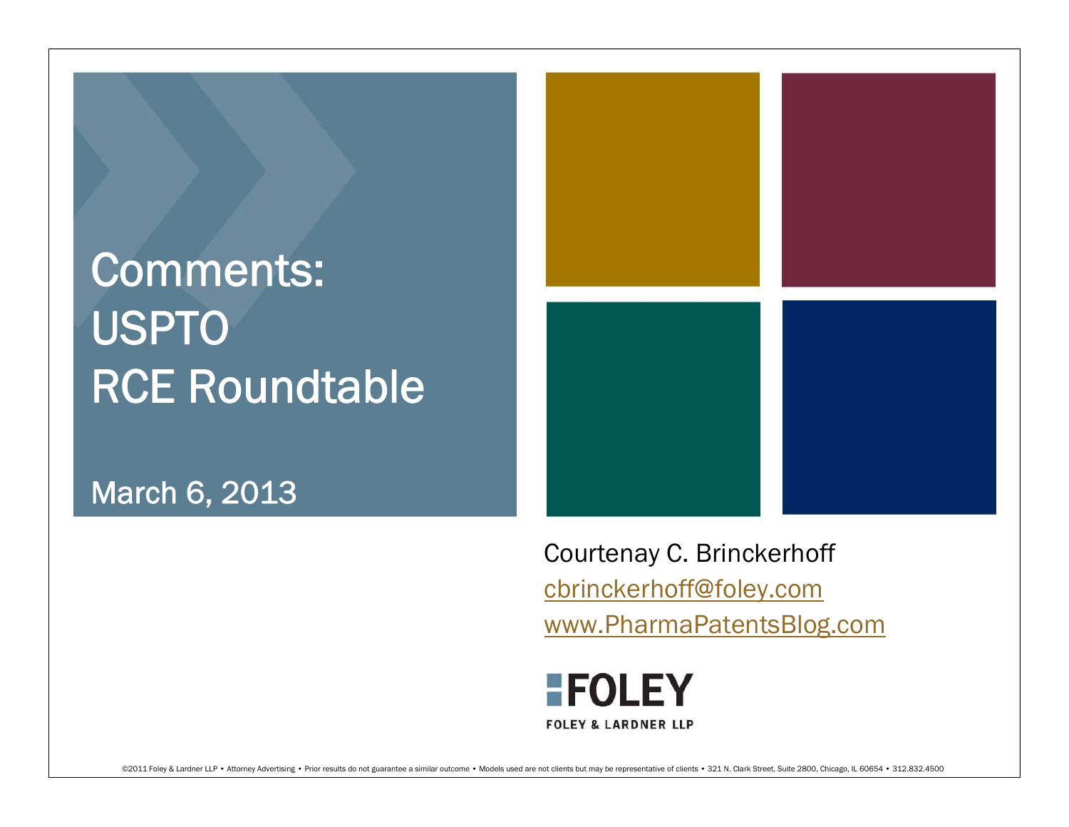# Comments: USPTO RCE Roundtable

March 6, 2013

Courtenay C. Brinckerhoff

cbrinckerhoff@foley.com

www.PharmaPatentsBlog.com

FOLEY

FOLEY & LARDNER LLP

©2011 Foley & Lardner LLP • Attorney Advertising • Prior results do not guarantee a similar outcome • Models used are not clients but may be representative of clients • 321 N. Clark Street, Suite 2800, Chicago, IL 60654 • 312.832.4500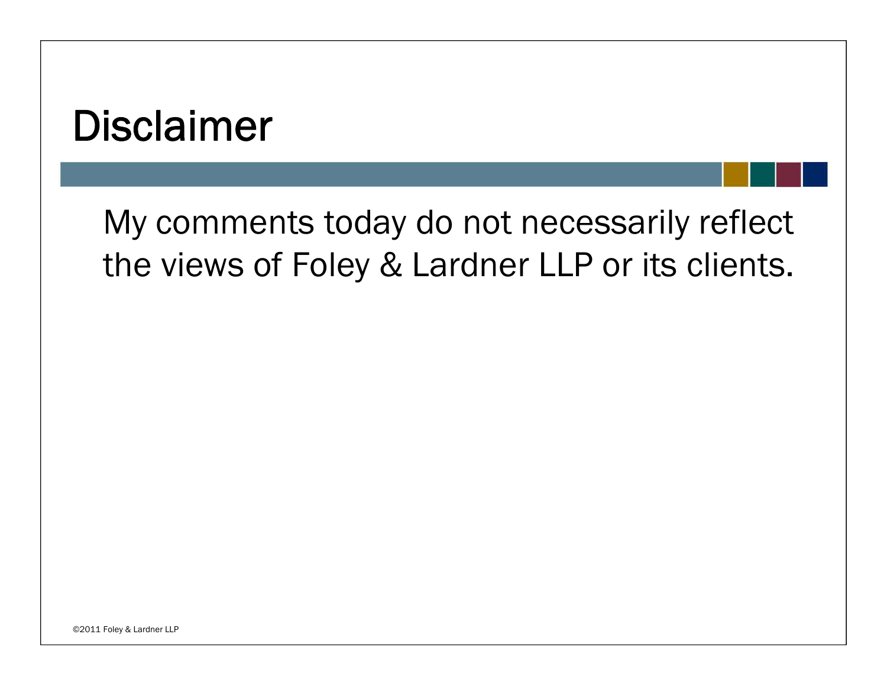# Disclaimer

My comments today do not necessarily reflect the views of Foley & Lardner LLP or its clients.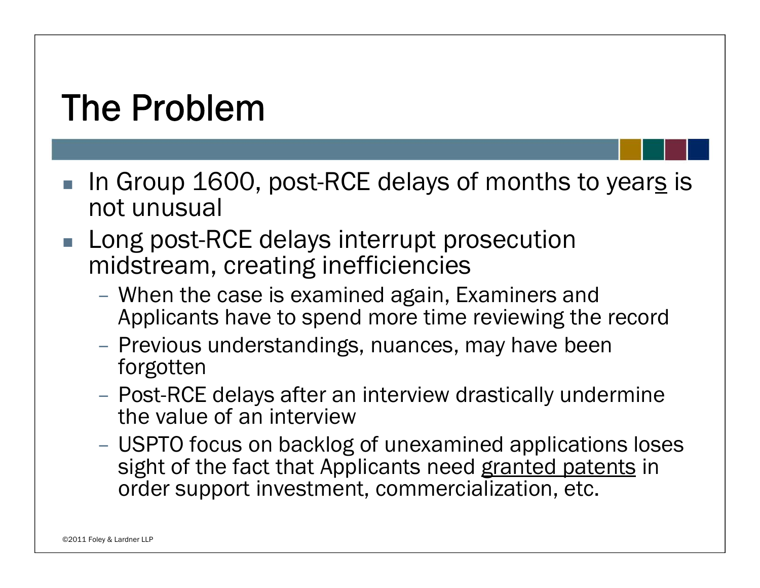# The Problem

- In Group 1600, post-RCE delays of months to years is not unusual
- Long post-RCE delays interrupt prosecution midstream, creating inefficiencies
  - When the case is examined again, Examiners and Applicants have to spend more time reviewing the record
  - Previous understandings, nuances, may have been forgotten
  - Post-RCE delays after an interview drastically undermine the value of an interview
  - USPTO focus on backlog of unexamined applications loses sight of the fact that Applicants need granted patents in order support investment, commercialization, etc.

©2011 Foley & Lardner LLP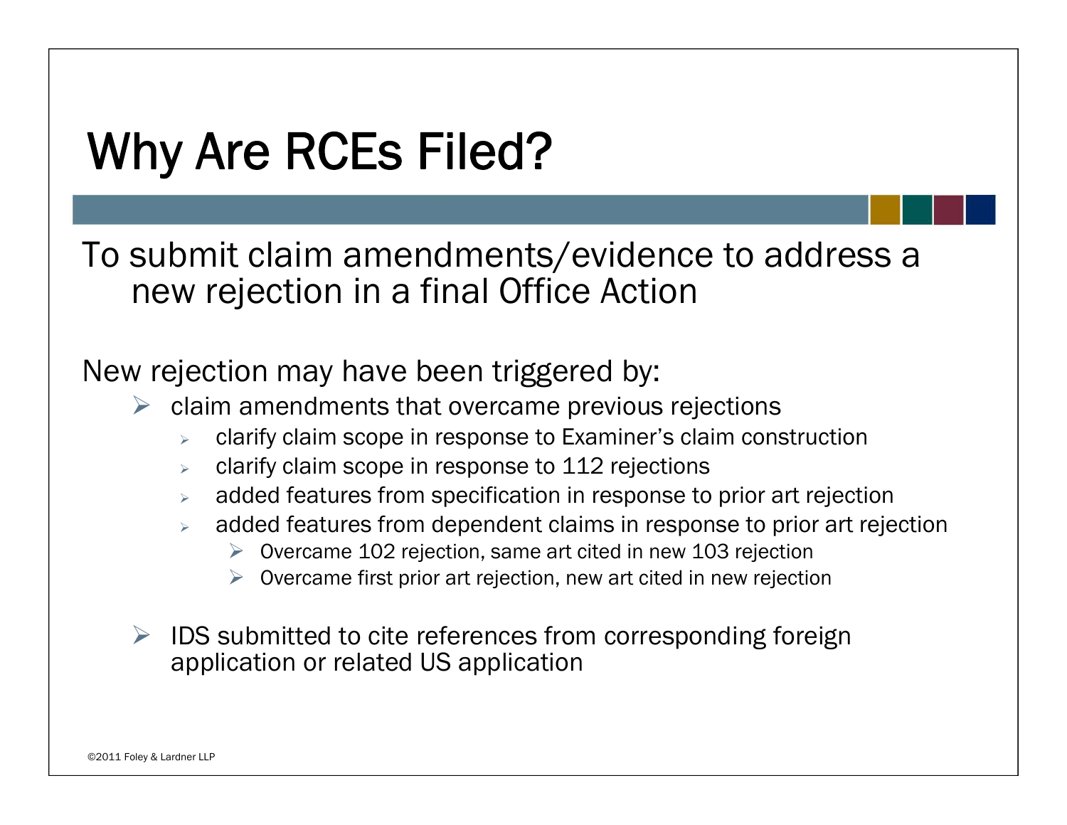# Why Are RCEs Filed?

To submit claim amendments/evidence to address a new rejection in a final Office Action

New rejection may have been triggered by:

- claim amendments that overcame previous rejections
  - clarify claim scope in response to Examiner's claim construction
  - clarify claim scope in response to 112 rejections
  - added features from specification in response to prior art rejection
  - added features from dependent claims in response to prior art rejection
    - Overcame 102 rejection, same art cited in new 103 rejection
    - Overcame first prior art rejection, new art cited in new rejection
- IDS submitted to cite references from corresponding foreign application or related US application

©2011 Foley & Lardner LLP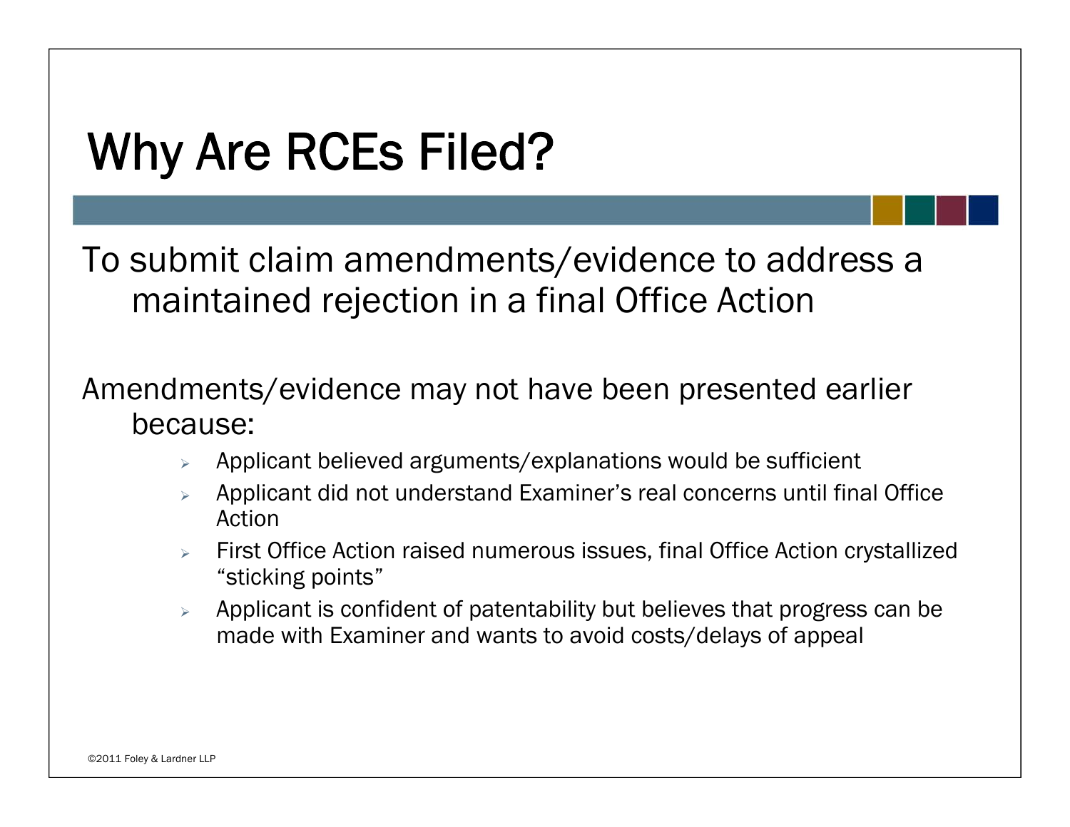# Why Are RCEs Filed?

To submit claim amendments/evidence to address a maintained rejection in a final Office Action

Amendments/evidence may not have been presented earlier because:

- Applicant believed arguments/explanations would be sufficient
- Applicant did not understand Examiner's real concerns until final Office Action
- First Office Action raised numerous issues, final Office Action crystallized "sticking points"
- Applicant is confident of patentability but believes that progress can be made with Examiner and wants to avoid costs/delays of appeal

©2011 Foley & Lardner LLP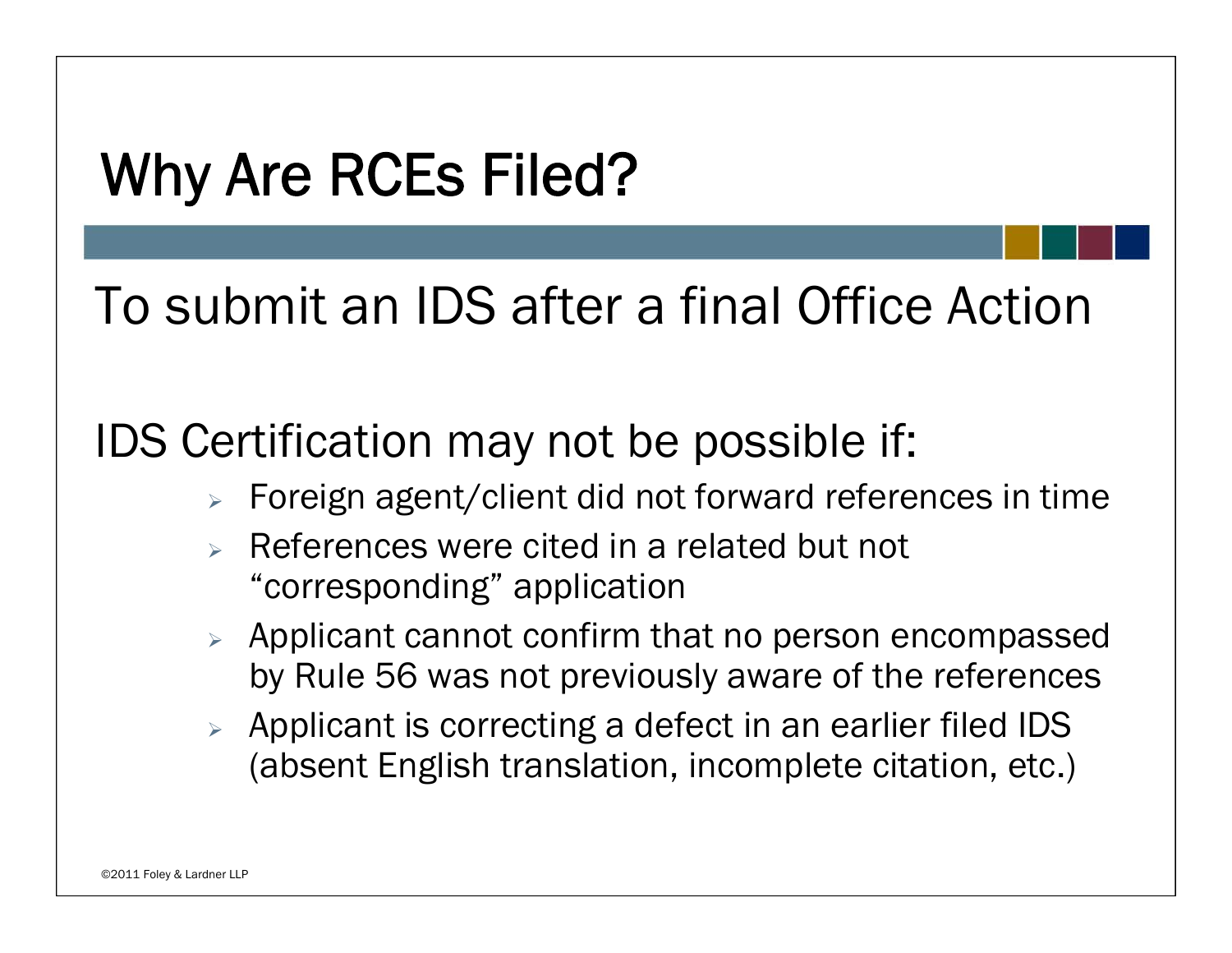# Why Are RCEs Filed?

## To submit an IDS after a final Office Action

## IDS Certification may not be possible if:

- Foreign agent/client did not forward references in time
- References were cited in a related but not "corresponding" application
- Applicant cannot confirm that no person encompassed by Rule 56 was not previously aware of the references
- Applicant is correcting a defect in an earlier filed IDS (absent English translation, incomplete citation, etc.)

©2011 Foley & Lardner LLP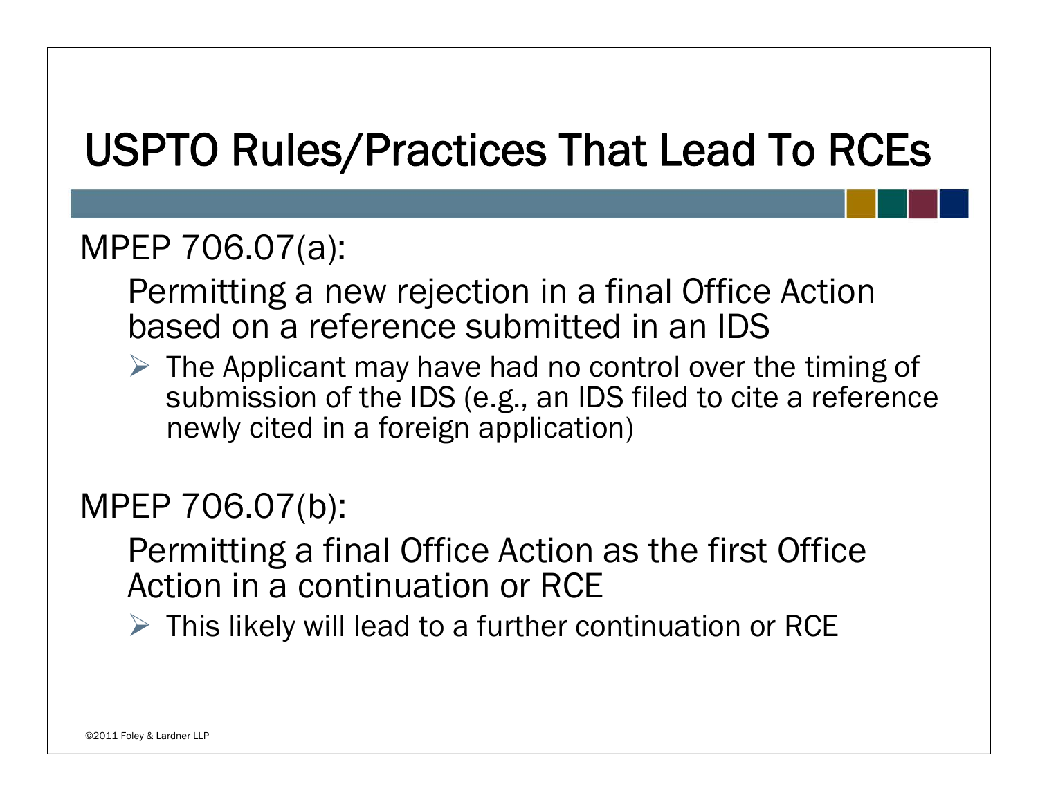# USPTO Rules/Practices That Lead To RCEs

MPEP 706.07(a):

Permitting a new rejection in a final Office Action based on a reference submitted in an IDS

- The Applicant may have had no control over the timing of submission of the IDS (e.g., an IDS filed to cite a reference newly cited in a foreign application)

MPEP 706.07(b):

Permitting a final Office Action as the first Office Action in a continuation or RCE

- This likely will lead to a further continuation or RCE

©2011 Foley & Lardner LLP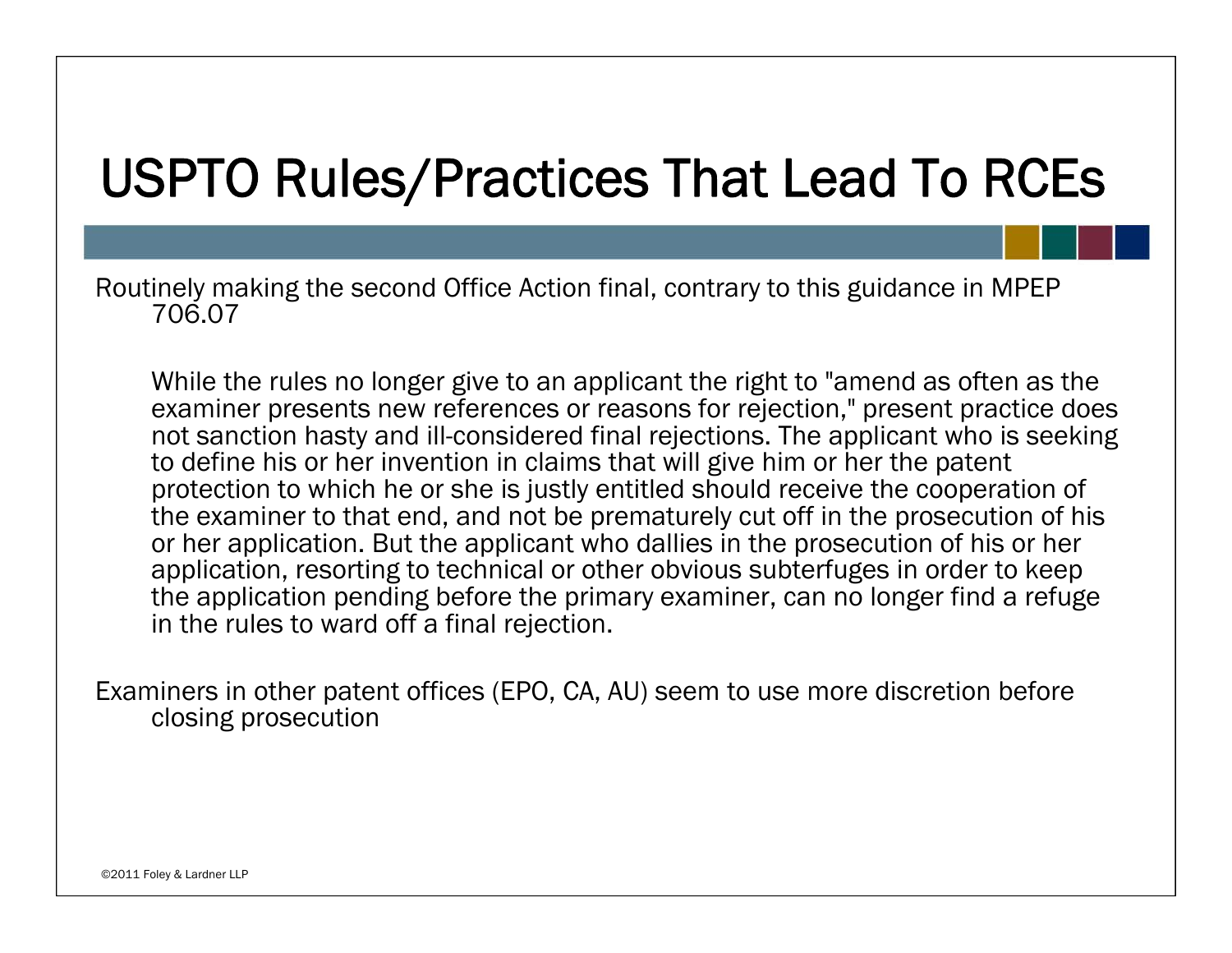# USPTO Rules/Practices That Lead To RCEs

Routinely making the second Office Action final, contrary to this guidance in MPEP 706.07

> While the rules no longer give to an applicant the right to "amend as often as the examiner presents new references or reasons for rejection," present practice does not sanction hasty and ill-considered final rejections. The applicant who is seeking to define his or her invention in claims that will give him or her the patent protection to which he or she is justly entitled should receive the cooperation of the examiner to that end, and not be prematurely cut off in the prosecution of his or her application. But the applicant who dallies in the prosecution of his or her application, resorting to technical or other obvious subterfuges in order to keep the application pending before the primary examiner, can no longer find a refuge in the rules to ward off a final rejection.

Examiners in other patent offices (EPO, CA, AU) seem to use more discretion before closing prosecution

©2011 Foley & Lardner LLP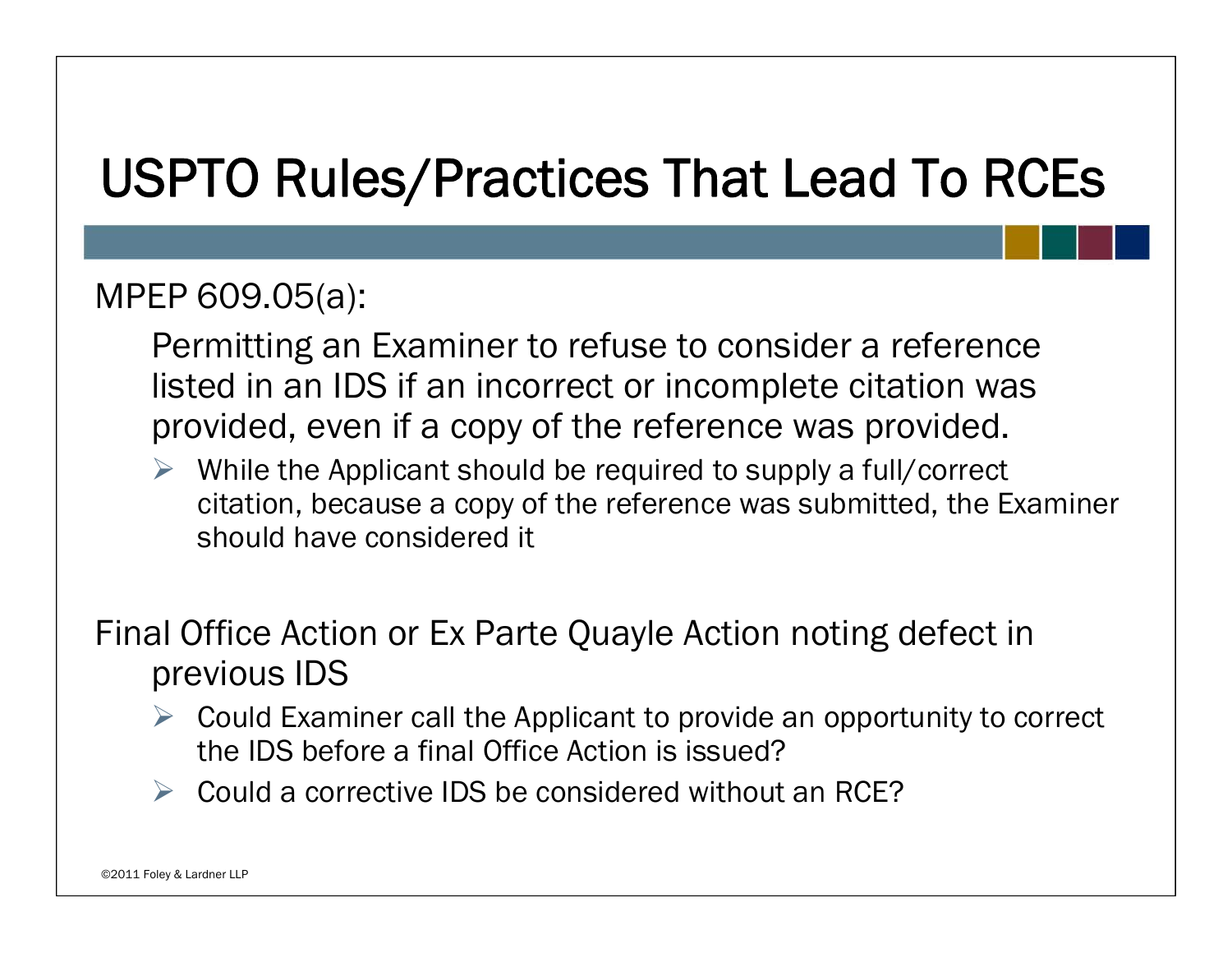# USPTO Rules/Practices That Lead To RCEs

MPEP 609.05(a):

Permitting an Examiner to refuse to consider a reference listed in an IDS if an incorrect or incomplete citation was provided, even if a copy of the reference was provided.

- While the Applicant should be required to supply a full/correct citation, because a copy of the reference was submitted, the Examiner should have considered it

Final Office Action or Ex Parte Quayle Action noting defect in previous IDS

- Could Examiner call the Applicant to provide an opportunity to correct the IDS before a final Office Action is issued?
- Could a corrective IDS be considered without an RCE?

©2011 Foley & Lardner LLP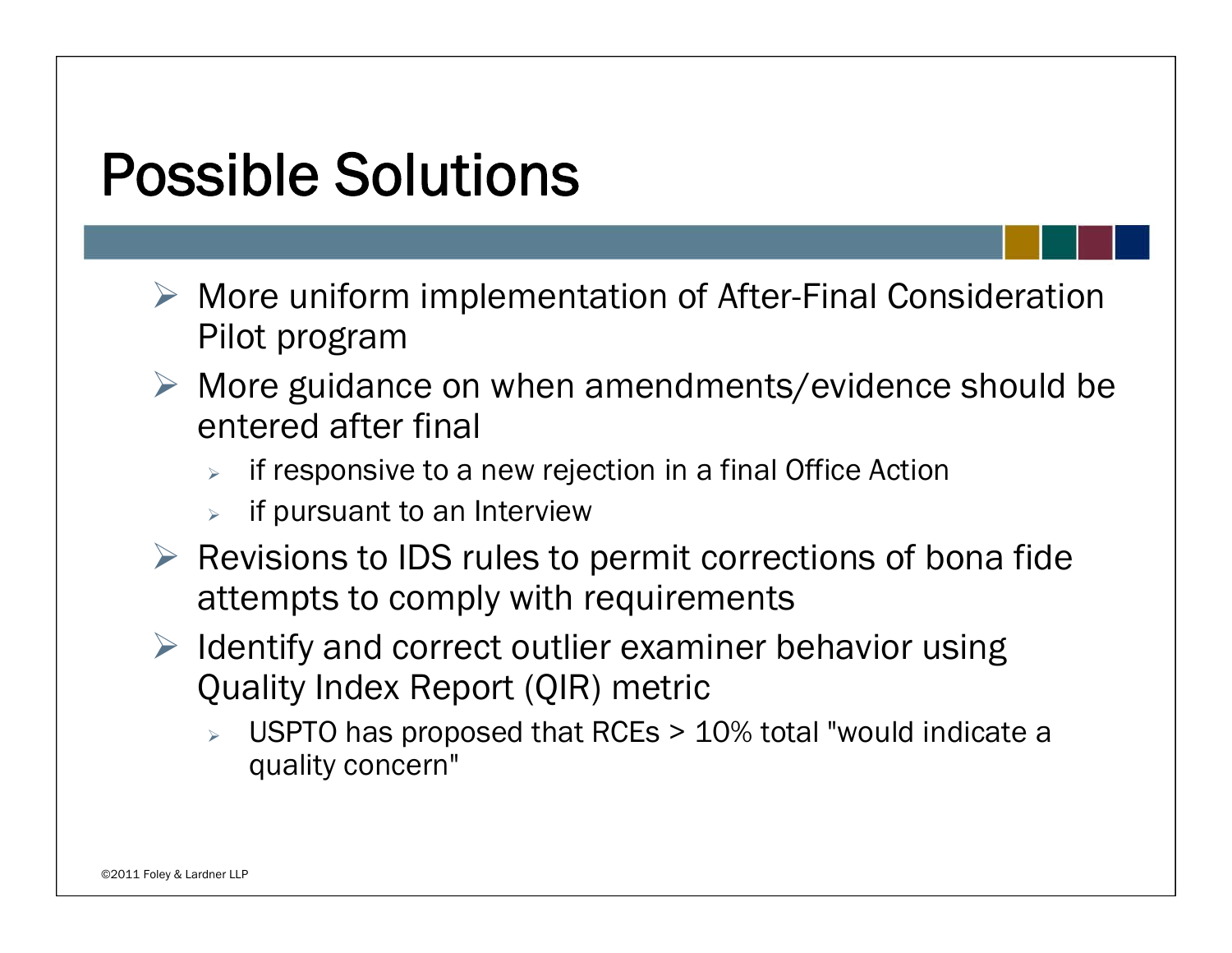# Possible Solutions

- More uniform implementation of After-Final Consideration Pilot program
- More guidance on when amendments/evidence should be entered after final
  - if responsive to a new rejection in a final Office Action
  - if pursuant to an Interview
- Revisions to IDS rules to permit corrections of bona fide attempts to comply with requirements
- Identify and correct outlier examiner behavior using Quality Index Report (QIR) metric
  - USPTO has proposed that RCEs > 10% total "would indicate a quality concern"

©2011 Foley & Lardner LLP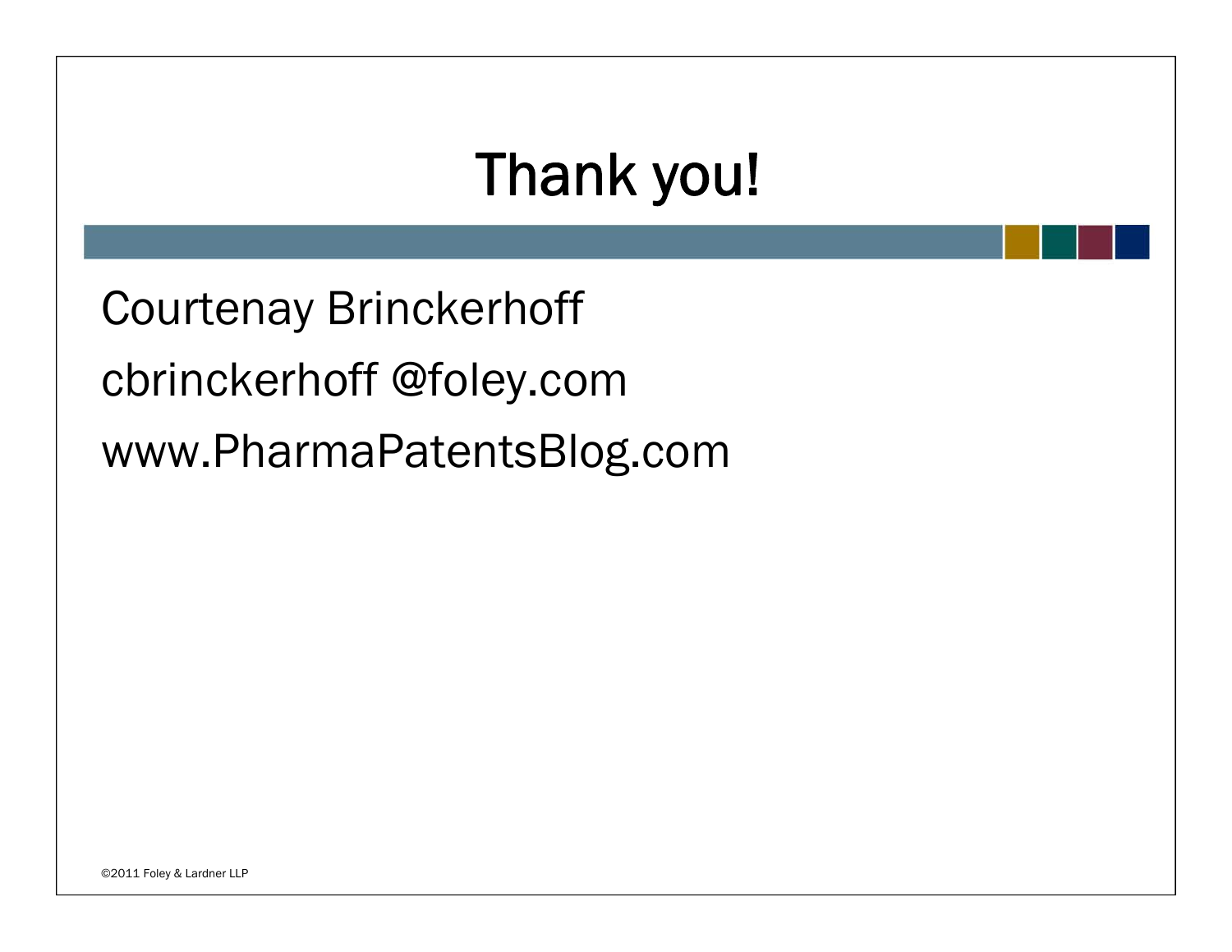# Thank you!

Courtenay Brinckerhoff

cbrinckerhoff @foley.com

www.PharmaPatentsBlog.com

©2011 Foley & Lardner LLP